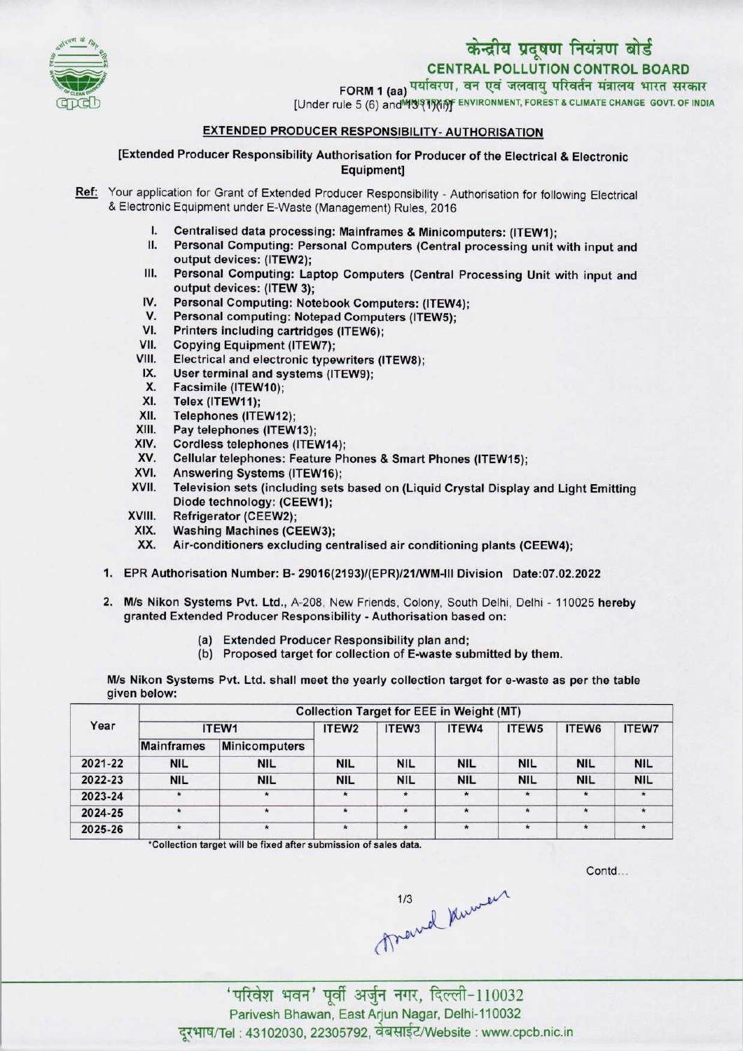केन्द्रीय प्रदूषण नियंत्रण बोर्ड

CENTRAL POLLUTION CONTROL BOARD

पर्यावरण, वन एवं जलवायु परिवर्तन मंत्रालय भारत सरकार

MINISTRY OF ENVIRONMENT, FOREST & CLIMATE CHANGE GOVT. OF INDIA

FORM 1 (aa)

[Under rule 5 (6) and 13 (1)(i)]

## EXTENDED PRODUCER RESPONSIBILITY- AUTHORISATION

**[Extended Producer Responsibility Authorisation for Producer of the Electrical & Electronic Equipment]**

**Ref:** Your application for Grant of Extended Producer Responsibility - Authorisation for following Electrical & Electronic Equipment under E-Waste (Management) Rules, 2016

- I. **Centralised data processing: Mainframes & Minicomputers: (ITEW1);**
- II. **Personal Computing: Personal Computers (Central processing unit with input and output devices: (ITEW2);**
- III. **Personal Computing: Laptop Computers (Central Processing Unit with input and output devices: (ITEW 3);**
- IV. **Personal Computing: Notebook Computers: (ITEW4);**
- V. **Personal computing: Notepad Computers (ITEW5);**
- VI. **Printers including cartridges (ITEW6);**
- VII. **Copying Equipment (ITEW7);**
- VIII. **Electrical and electronic typewriters (ITEW8);**
- IX. **User terminal and systems (ITEW9);**
- X. **Facsimile (ITEW10);**
- XI. **Telex (ITEW11);**
- XII. **Telephones (ITEW12);**
- XIII. **Pay telephones (ITEW13);**
- XIV. **Cordless telephones (ITEW14);**
- XV. **Cellular telephones: Feature Phones & Smart Phones (ITEW15);**
- XVI. **Answering Systems (ITEW16);**
- XVII. **Television sets (including sets based on (Liquid Crystal Display and Light Emitting Diode technology: (CEEW1);**
- XVIII. **Refrigerator (CEEW2);**
- XIX. **Washing Machines (CEEW3);**
- XX. **Air-conditioners excluding centralised air conditioning plants (CEEW4);**

1. **EPR Authorisation Number: B- 29016(2193)/(EPR)/21/WM-III Division Date:07.02.2022**

2. **M/s Nikon Systems Pvt. Ltd.,** A-208, New Friends, Colony, South Delhi, Delhi - 110025 **hereby** granted Extended Producer Responsibility - Authorisation based on:

   (a) Extended Producer Responsibility plan and;

   (b) Proposed target for collection of E-waste submitted by them.

**M/s Nikon Systems Pvt. Ltd. shall meet the yearly collection target for e-waste as per the table given below:**

| Year | Collection Target for EEE in Weight (MT) | | | | | | | |
|---|---|---|---|---|---|---|---|---|
| | ITEW1 | | ITEW2 | ITEW3 | ITEW4 | ITEW5 | ITEW6 | ITEW7 |
| | Mainframes | Minicomputers | | | | | | |
| 2021-22 | NIL | NIL | NIL | NIL | NIL | NIL | NIL | NIL |
| 2022-23 | NIL | NIL | NIL | NIL | NIL | NIL | NIL | NIL |
| 2023-24 | * | * | * | * | * | * | * | * |
| 2024-25 | * | * | * | * | * | * | * | * |
| 2025-26 | * | * | * | * | * | * | * | * |

*Collection target will be fixed after submission of sales data.

Contd...

'परिवेश भवन' पूर्वी अर्जुन नगर, दिल्ली-110032

Parivesh Bhawan, East Arjun Nagar, Delhi-110032

दूरभाष/Tel : 43102030, 22305792, वेबसाईट/Website : www.cpcb.nic.in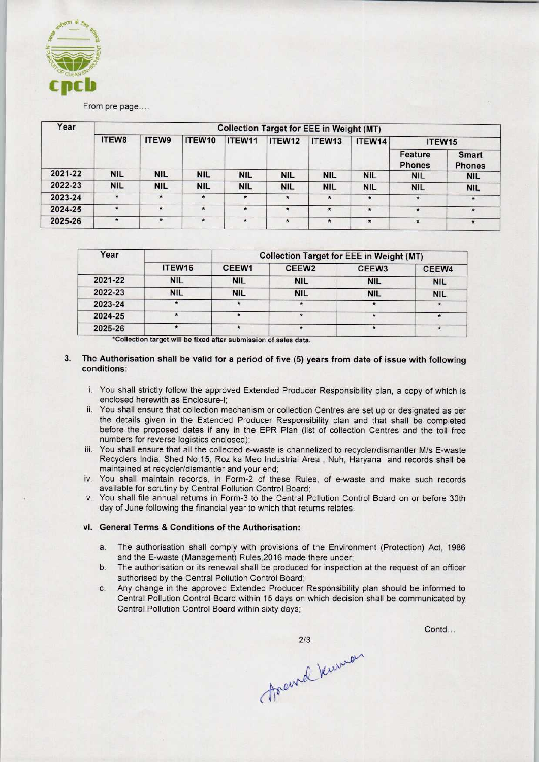From pre page....

| Year | Collection Target for EEE in Weight (MT) | | | | | | | | |
|---|---|---|---|---|---|---|---|---|---|
| | ITEW8 | ITEW9 | ITEW10 | ITEW11 | ITEW12 | ITEW13 | ITEW14 | ITEW15 | |
| | | | | | | | | Feature Phones | Smart Phones |
| 2021-22 | NIL | NIL | NIL | NIL | NIL | NIL | NIL | NIL | NIL |
| 2022-23 | NIL | NIL | NIL | NIL | NIL | NIL | NIL | NIL | NIL |
| 2023-24 | * | * | * | * | * | * | * | * | * |
| 2024-25 | * | * | * | * | * | * | * | * | * |
| 2025-26 | * | * | * | * | * | * | * | * | * |

| Year | | Collection Target for EEE in Weight (MT) | | | |
|---|---|---|---|---|---|
| | ITEW16 | CEEW1 | CEEW2 | CEEW3 | CEEW4 |
| 2021-22 | NIL | NIL | NIL | NIL | NIL |
| 2022-23 | NIL | NIL | NIL | NIL | NIL |
| 2023-24 | * | * | * | * | * |
| 2024-25 | * | * | * | * | * |
| 2025-26 | * | * | * | * | * |

*Collection target will be fixed after submission of sales data.

3. **The Authorisation shall be valid for a period of five (5) years from date of issue with following conditions:**

   i. You shall strictly follow the approved Extended Producer Responsibility plan, a copy of which is enclosed herewith as Enclosure-I;

   ii. You shall ensure that collection mechanism or collection Centres are set up or designated as per the details given in the Extended Producer Responsibility plan and that shall be completed before the proposed dates if any in the EPR Plan (list of collection Centres and the toll free numbers for reverse logistics enclosed);

   iii. You shall ensure that all the collected e-waste is channelized to recycler/dismantler M/s E-waste Recyclers India, Shed No.15, Roz ka Meo Industrial Area , Nuh, Haryana and records shall be maintained at recycler/dismantler and your end;

   iv. You shall maintain records, in Form-2 of these Rules, of e-waste and make such records available for scrutiny by Central Pollution Control Board;

   v. You shall file annual returns in Form-3 to the Central Pollution Control Board on or before 30th day of June following the financial year to which that returns relates.

   **vi. General Terms & Conditions of the Authorisation:**

   a. The authorisation shall comply with provisions of the Environment (Protection) Act, 1986 and the E-waste (Management) Rules,2016 made there under;

   b. The authorisation or its renewal shall be produced for inspection at the request of an officer authorised by the Central Pollution Control Board;

   c. Any change in the approved Extended Producer Responsibility plan should be informed to Central Pollution Control Board within 15 days on which decision shall be communicated by Central Pollution Control Board within sixty days;

Contd...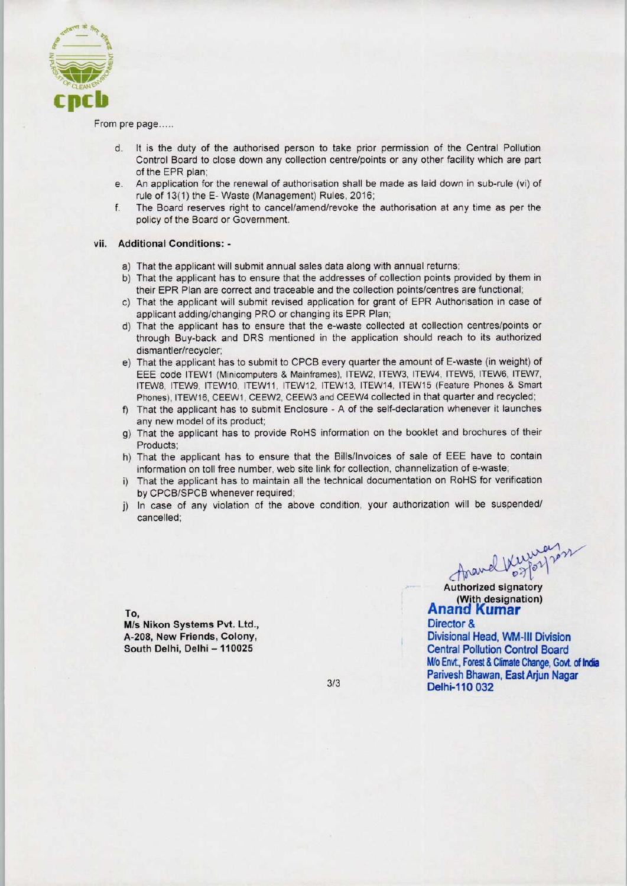From pre page.....

d. It is the duty of the authorised person to take prior permission of the Central Pollution Control Board to close down any collection centre/points or any other facility which are part of the EPR plan;
e. An application for the renewal of authorisation shall be made as laid down in sub-rule (vi) of rule of 13(1) the E- Waste (Management) Rules, 2016;
f. The Board reserves right to cancel/amend/revoke the authorisation at any time as per the policy of the Board or Government.

**vii. Additional Conditions: -**

a) That the applicant will submit annual sales data along with annual returns;
b) That the applicant has to ensure that the addresses of collection points provided by them in their EPR Plan are correct and traceable and the collection points/centres are functional;
c) That the applicant will submit revised application for grant of EPR Authorisation in case of applicant adding/changing PRO or changing its EPR Plan;
d) That the applicant has to ensure that the e-waste collected at collection centres/points or through Buy-back and DRS mentioned in the application should reach to its authorized dismantler/recycler;
e) That the applicant has to submit to CPCB every quarter the amount of E-waste (in weight) of EEE code ITEW1 (Minicomputers & Mainframes), ITEW2, ITEW3, ITEW4, ITEW5, ITEW6, ITEW7, ITEW8, ITEW9, ITEW10, ITEW11, ITEW12, ITEW13, ITEW14, ITEW15 (Feature Phones & Smart Phones), ITEW16, CEEW1, CEEW2, CEEW3 and CEEW4 collected in that quarter and recycled;
f) That the applicant has to submit Enclosure - A of the self-declaration whenever it launches any new model of its product;
g) That the applicant has to provide RoHS information on the booklet and brochures of their Products;
h) That the applicant has to ensure that the Bills/Invoices of sale of EEE have to contain information on toll free number, web site link for collection, channelization of e-waste;
i) That the applicant has to maintain all the technical documentation on RoHS for verification by CPCB/SPCB whenever required;
j) In case of any violation of the above condition, your authorization will be suspended/ cancelled;

Anand Kumar 07/02/2022

Authorized signatory
(With designation)
**Anand Kumar**
Director &
Divisional Head, WM-III Division
Central Pollution Control Board
M/o Envt., Forest & Climate Change, Govt. of India
Parivesh Bhawan, East Arjun Nagar
Delhi-110 032

To,
**M/s Nikon Systems Pvt. Ltd.,**
**A-208, New Friends, Colony,**
**South Delhi, Delhi – 110025**